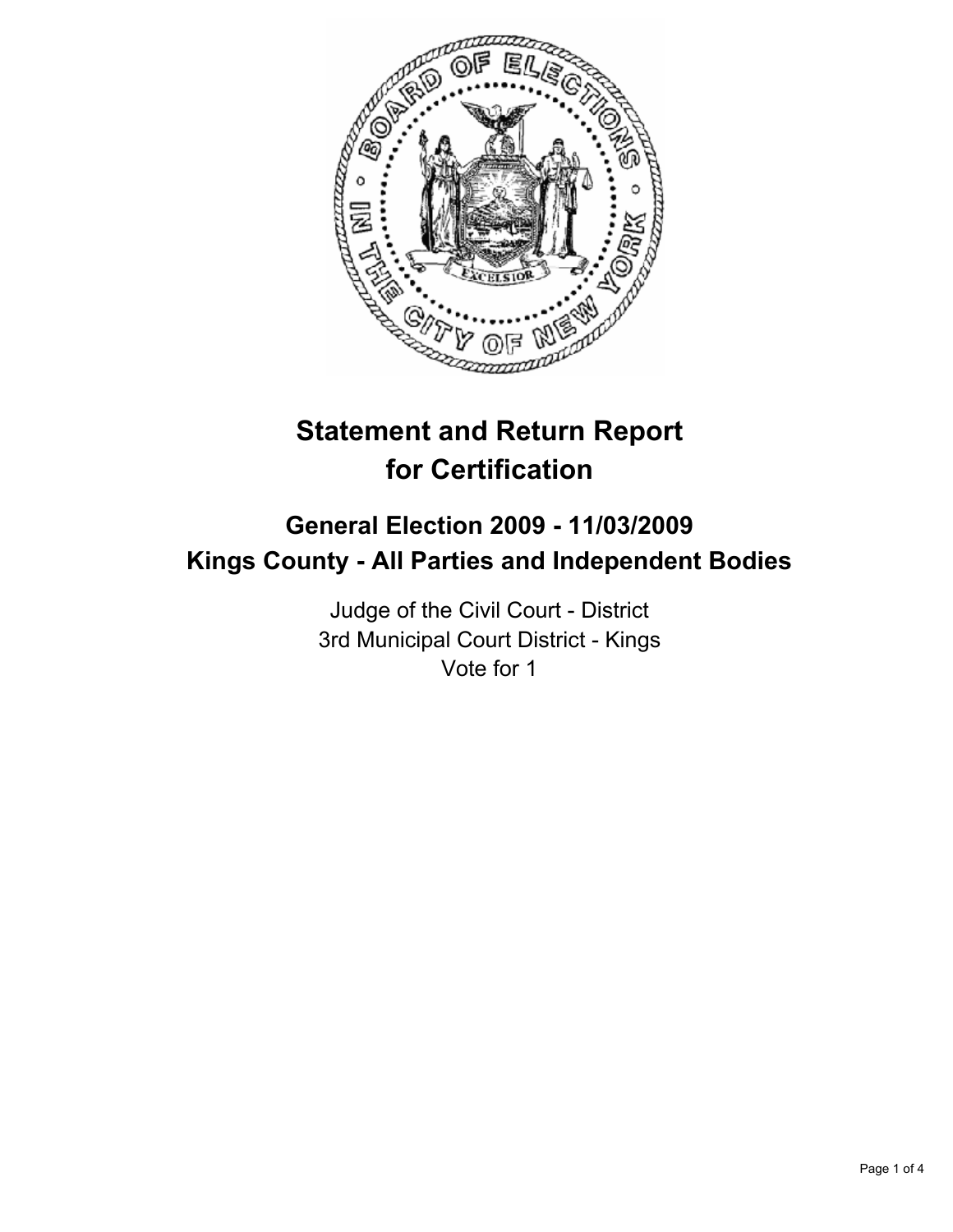# Statement and Return Report for Certification

## General Election 2009 - 11/03/2009
## Kings County - All Parties and Independent Bodies

Judge of the Civil Court - District
3rd Municipal Court District - Kings
Vote for 1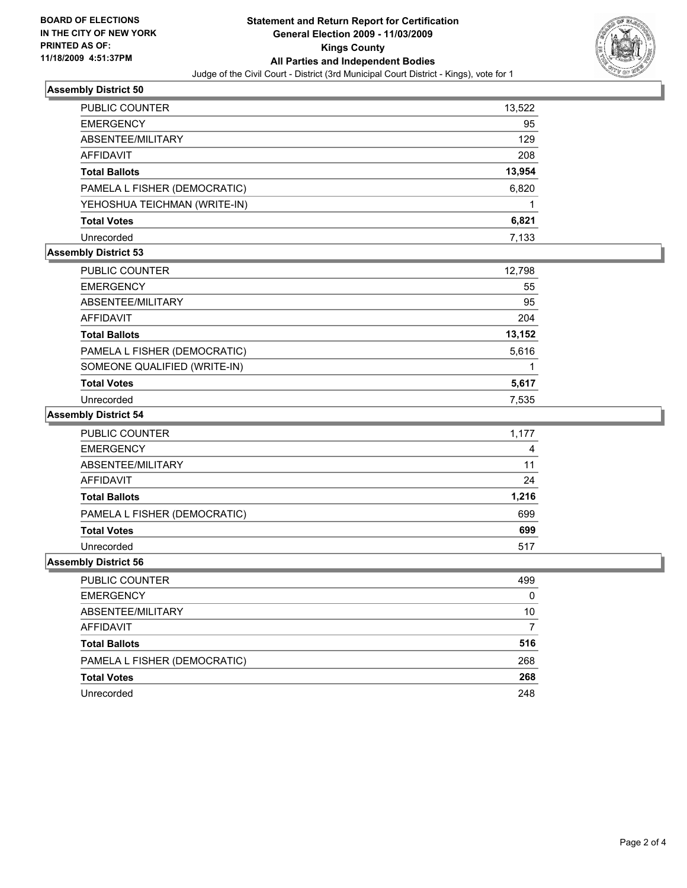**BOARD OF ELECTIONS IN THE CITY OF NEW YORK PRINTED AS OF: 11/18/2009 4:51:37PM**

# Statement and Return Report for Certification
## General Election 2009 - 11/03/2009
## Kings County
## All Parties and Independent Bodies

Judge of the Civil Court - District (3rd Municipal Court District - Kings), vote for 1

### Assembly District 50

| | |
|---|---|
| PUBLIC COUNTER | 13,522 |
| EMERGENCY | 95 |
| ABSENTEE/MILITARY | 129 |
| AFFIDAVIT | 208 |
| **Total Ballots** | **13,954** |
| PAMELA L FISHER (DEMOCRATIC) | 6,820 |
| YEHOSHUA TEICHMAN (WRITE-IN) | 1 |
| **Total Votes** | **6,821** |
| Unrecorded | 7,133 |

### Assembly District 53

| | |
|---|---|
| PUBLIC COUNTER | 12,798 |
| EMERGENCY | 55 |
| ABSENTEE/MILITARY | 95 |
| AFFIDAVIT | 204 |
| **Total Ballots** | **13,152** |
| PAMELA L FISHER (DEMOCRATIC) | 5,616 |
| SOMEONE QUALIFIED (WRITE-IN) | 1 |
| **Total Votes** | **5,617** |
| Unrecorded | 7,535 |

### Assembly District 54

| | |
|---|---|
| PUBLIC COUNTER | 1,177 |
| EMERGENCY | 4 |
| ABSENTEE/MILITARY | 11 |
| AFFIDAVIT | 24 |
| **Total Ballots** | **1,216** |
| PAMELA L FISHER (DEMOCRATIC) | 699 |
| **Total Votes** | **699** |
| Unrecorded | 517 |

### Assembly District 56

| | |
|---|---|
| PUBLIC COUNTER | 499 |
| EMERGENCY | 0 |
| ABSENTEE/MILITARY | 10 |
| AFFIDAVIT | 7 |
| **Total Ballots** | **516** |
| PAMELA L FISHER (DEMOCRATIC) | 268 |
| **Total Votes** | **268** |
| Unrecorded | 248 |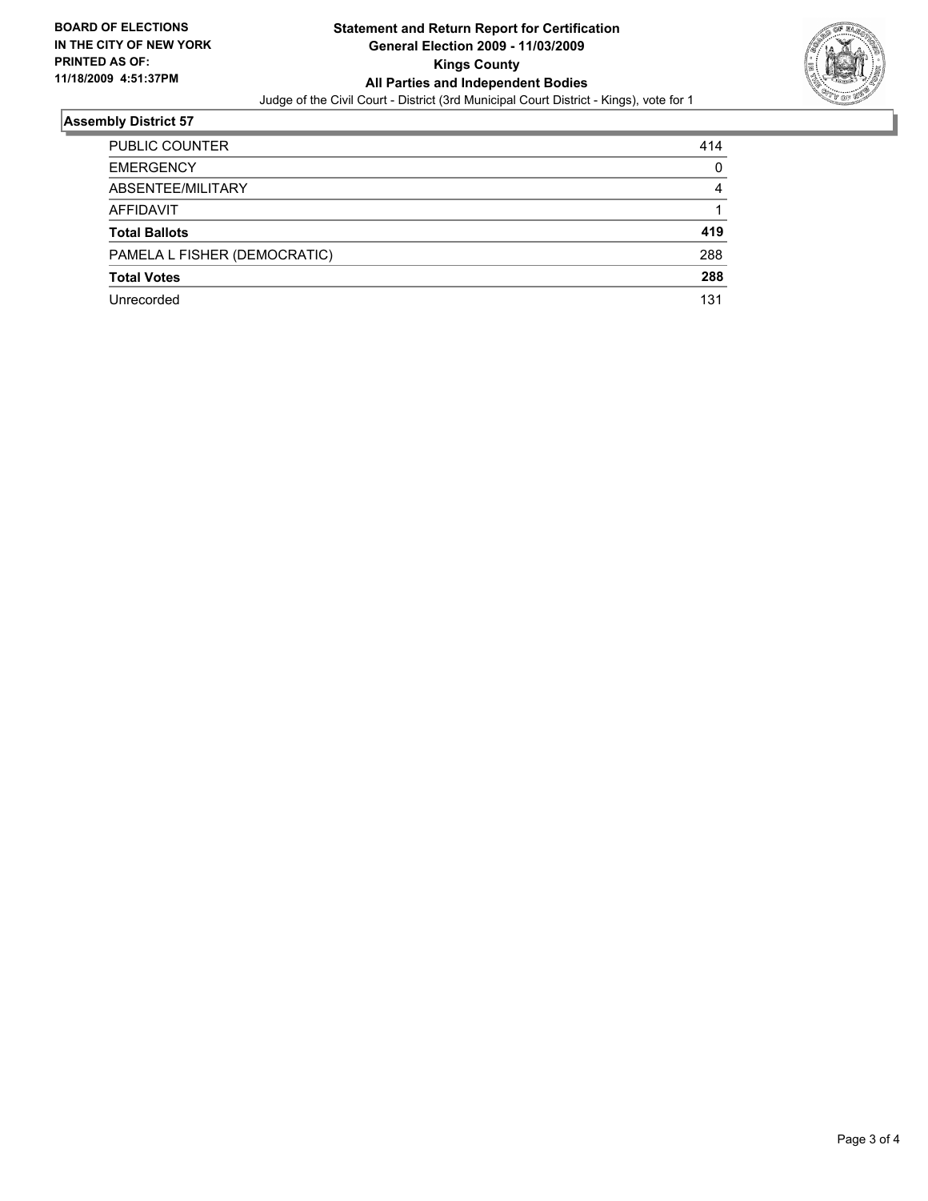**BOARD OF ELECTIONS IN THE CITY OF NEW YORK PRINTED AS OF: 11/18/2009 4:51:37PM**

# Statement and Return Report for Certification
## General Election 2009 - 11/03/2009
## Kings County
## All Parties and Independent Bodies

Judge of the Civil Court - District (3rd Municipal Court District - Kings), vote for 1

### Assembly District 57

| | |
|---|---|
| PUBLIC COUNTER | 414 |
| EMERGENCY | 0 |
| ABSENTEE/MILITARY | 4 |
| AFFIDAVIT | 1 |
| **Total Ballots** | **419** |
| PAMELA L FISHER (DEMOCRATIC) | 288 |
| **Total Votes** | **288** |
| Unrecorded | 131 |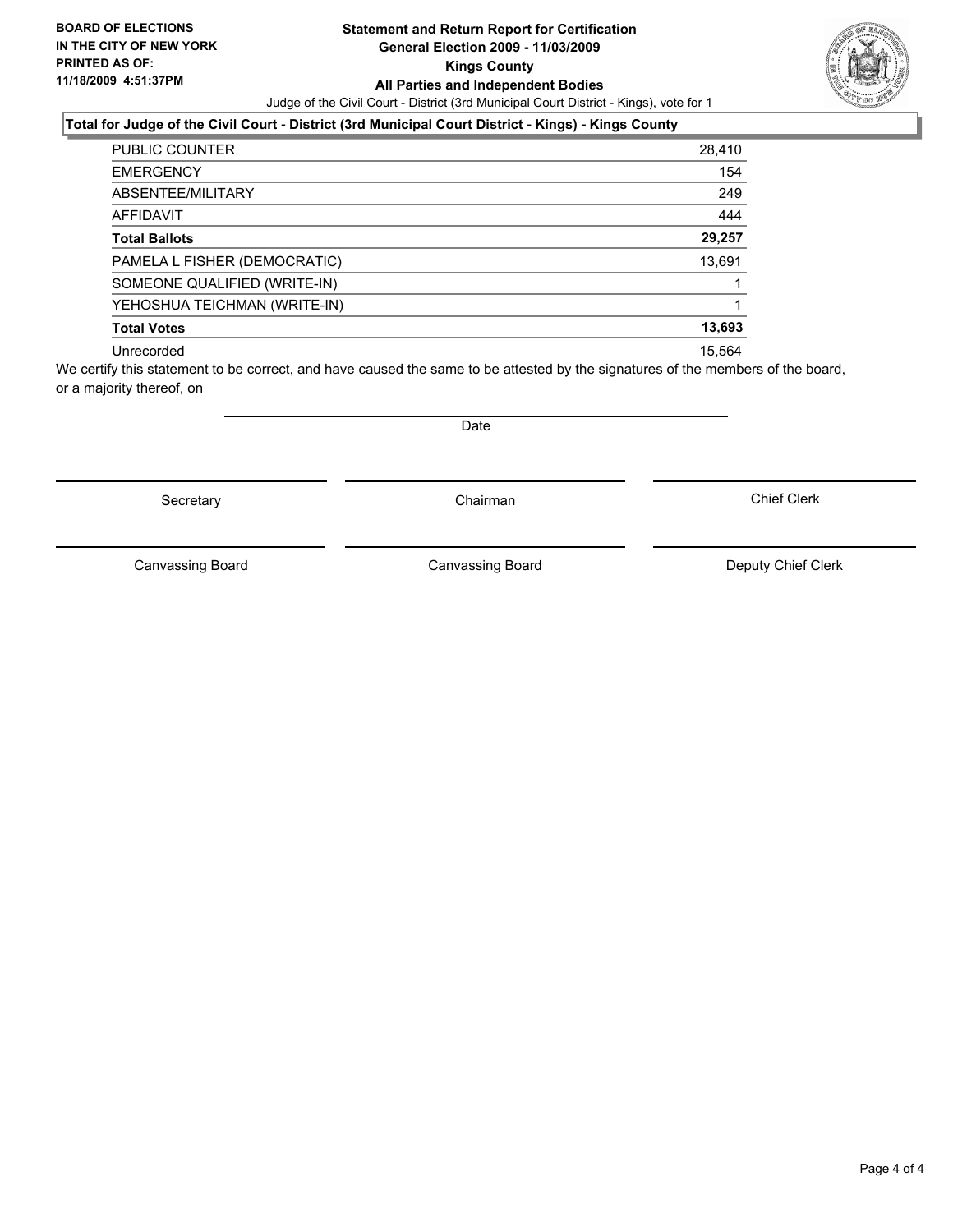**BOARD OF ELECTIONS IN THE CITY OF NEW YORK PRINTED AS OF: 11/18/2009 4:51:37PM**

**Statement and Return Report for Certification General Election 2009 - 11/03/2009 Kings County All Parties and Independent Bodies**

Judge of the Civil Court - District (3rd Municipal Court District - Kings), vote for 1

**Total for Judge of the Civil Court - District (3rd Municipal Court District - Kings) - Kings County**

| | |
|---|---|
| PUBLIC COUNTER | 28,410 |
| EMERGENCY | 154 |
| ABSENTEE/MILITARY | 249 |
| AFFIDAVIT | 444 |
| **Total Ballots** | **29,257** |
| PAMELA L FISHER (DEMOCRATIC) | 13,691 |
| SOMEONE QUALIFIED (WRITE-IN) | 1 |
| YEHOSHUA TEICHMAN (WRITE-IN) | 1 |
| **Total Votes** | **13,693** |
| Unrecorded | 15,564 |

We certify this statement to be correct, and have caused the same to be attested by the signatures of the members of the board, or a majority thereof, on

Date

Secretary

Chairman

Chief Clerk

Canvassing Board

Canvassing Board

Deputy Chief Clerk